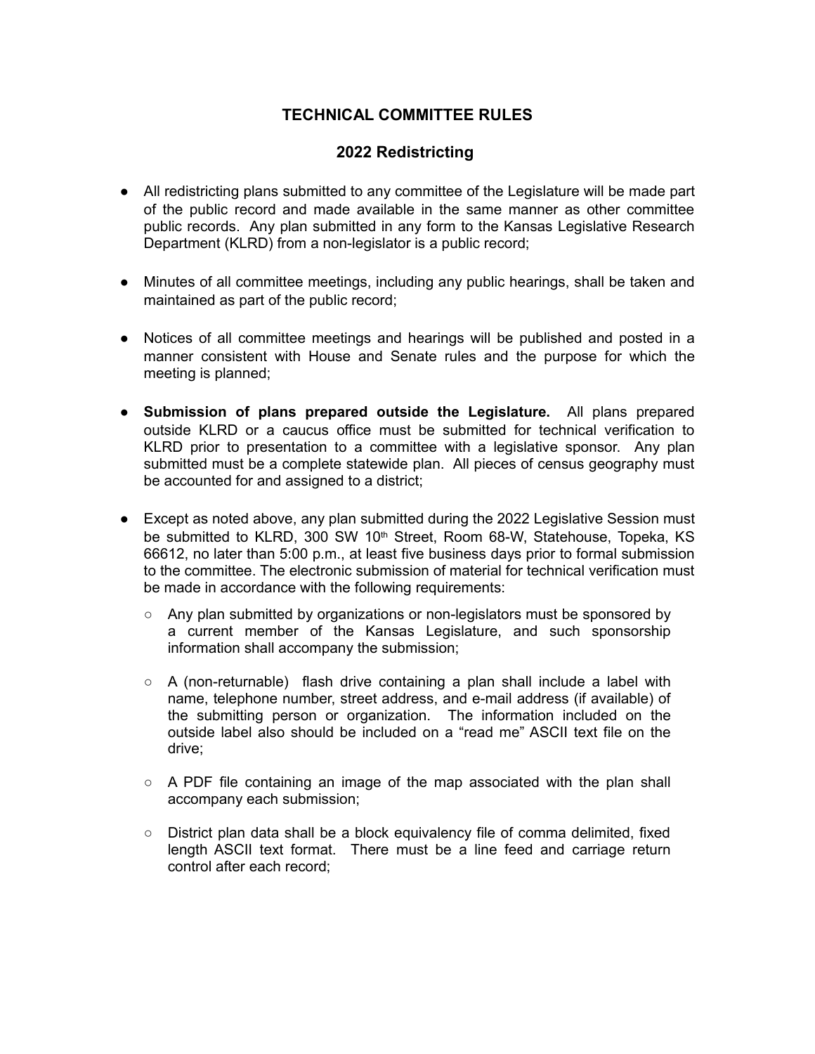# TECHNICAL COMMITTEE RULES

## 2022 Redistricting

- All redistricting plans submitted to any committee of the Legislature will be made part of the public record and made available in the same manner as other committee public records. Any plan submitted in any form to the Kansas Legislative Research Department (KLRD) from a non-legislator is a public record;

- Minutes of all committee meetings, including any public hearings, shall be taken and maintained as part of the public record;

- Notices of all committee meetings and hearings will be published and posted in a manner consistent with House and Senate rules and the purpose for which the meeting is planned;

- **Submission of plans prepared outside the Legislature.** All plans prepared outside KLRD or a caucus office must be submitted for technical verification to KLRD prior to presentation to a committee with a legislative sponsor. Any plan submitted must be a complete statewide plan. All pieces of census geography must be accounted for and assigned to a district;

- Except as noted above, any plan submitted during the 2022 Legislative Session must be submitted to KLRD, 300 SW 10th Street, Room 68-W, Statehouse, Topeka, KS 66612, no later than 5:00 p.m., at least five business days prior to formal submission to the committee. The electronic submission of material for technical verification must be made in accordance with the following requirements:
  - Any plan submitted by organizations or non-legislators must be sponsored by a current member of the Kansas Legislature, and such sponsorship information shall accompany the submission;
  - A (non-returnable) flash drive containing a plan shall include a label with name, telephone number, street address, and e-mail address (if available) of the submitting person or organization. The information included on the outside label also should be included on a "read me" ASCII text file on the drive;
  - A PDF file containing an image of the map associated with the plan shall accompany each submission;
  - District plan data shall be a block equivalency file of comma delimited, fixed length ASCII text format. There must be a line feed and carriage return control after each record;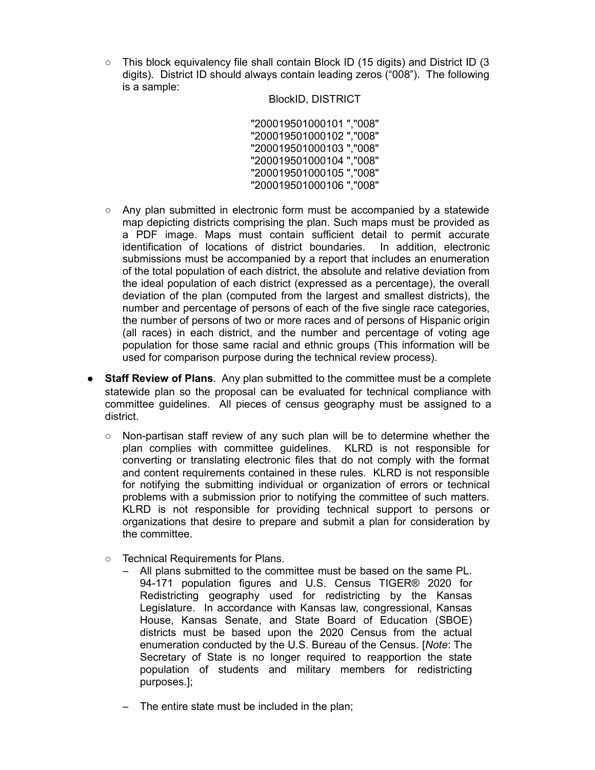- This block equivalency file shall contain Block ID (15 digits) and District ID (3 digits). District ID should always contain leading zeros ("008"). The following is a sample:

```
BlockID, DISTRICT

"200019501000101 ","008"
"200019501000102 ","008"
"200019501000103 ","008"
"200019501000104 ","008"
"200019501000105 ","008"
"200019501000106 ","008"
```

- Any plan submitted in electronic form must be accompanied by a statewide map depicting districts comprising the plan. Such maps must be provided as a PDF image. Maps must contain sufficient detail to permit accurate identification of locations of district boundaries. In addition, electronic submissions must be accompanied by a report that includes an enumeration of the total population of each district, the absolute and relative deviation from the ideal population of each district (expressed as a percentage), the overall deviation of the plan (computed from the largest and smallest districts), the number and percentage of persons of each of the five single race categories, the number of persons of two or more races and of persons of Hispanic origin (all races) in each district, and the number and percentage of voting age population for those same racial and ethnic groups (This information will be used for comparison purpose during the technical review process).

- **Staff Review of Plans**. Any plan submitted to the committee must be a complete statewide plan so the proposal can be evaluated for technical compliance with committee guidelines. All pieces of census geography must be assigned to a district.
  - Non-partisan staff review of any such plan will be to determine whether the plan complies with committee guidelines. KLRD is not responsible for converting or translating electronic files that do not comply with the format and content requirements contained in these rules. KLRD is not responsible for notifying the submitting individual or organization of errors or technical problems with a submission prior to notifying the committee of such matters. KLRD is not responsible for providing technical support to persons or organizations that desire to prepare and submit a plan for consideration by the committee.
  - Technical Requirements for Plans.
    - All plans submitted to the committee must be based on the same PL. 94-171 population figures and U.S. Census TIGER® 2020 for Redistricting geography used for redistricting by the Kansas Legislature. In accordance with Kansas law, congressional, Kansas House, Kansas Senate, and State Board of Education (SBOE) districts must be based upon the 2020 Census from the actual enumeration conducted by the U.S. Bureau of the Census. [*Note*: The Secretary of State is no longer required to reapportion the state population of students and military members for redistricting purposes.];
    - The entire state must be included in the plan;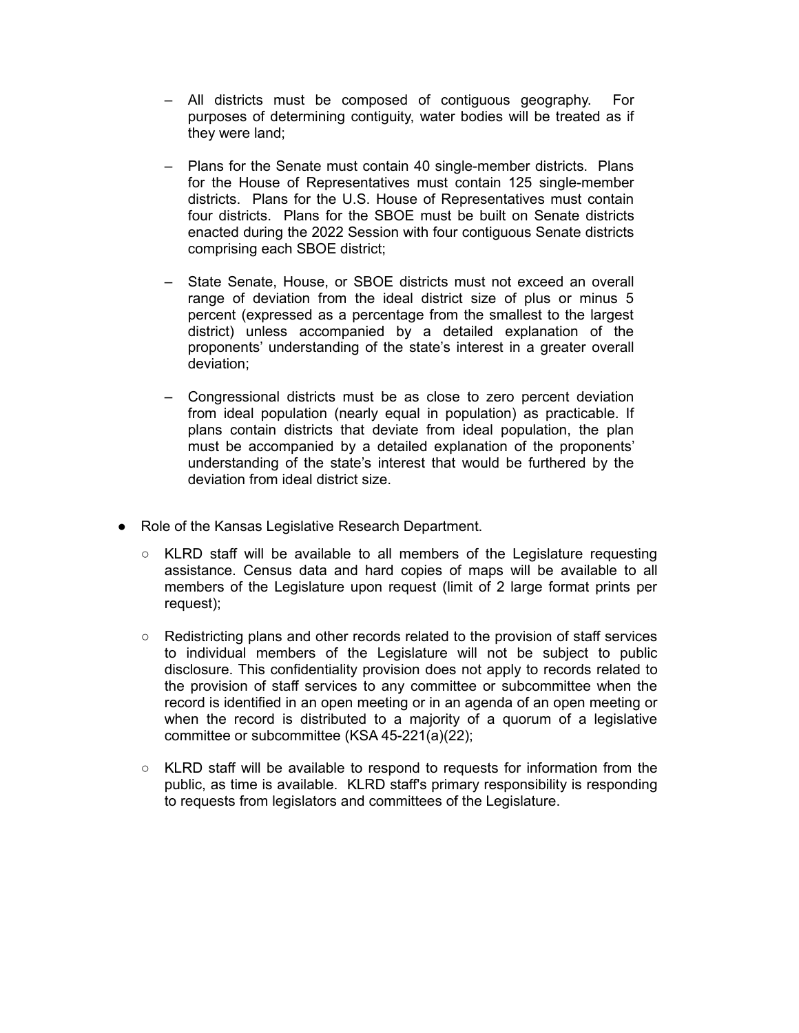- All districts must be composed of contiguous geography. For purposes of determining contiguity, water bodies will be treated as if they were land;
  - Plans for the Senate must contain 40 single-member districts. Plans for the House of Representatives must contain 125 single-member districts. Plans for the U.S. House of Representatives must contain four districts. Plans for the SBOE must be built on Senate districts enacted during the 2022 Session with four contiguous Senate districts comprising each SBOE district;
  - State Senate, House, or SBOE districts must not exceed an overall range of deviation from the ideal district size of plus or minus 5 percent (expressed as a percentage from the smallest to the largest district) unless accompanied by a detailed explanation of the proponents' understanding of the state's interest in a greater overall deviation;
  - Congressional districts must be as close to zero percent deviation from ideal population (nearly equal in population) as practicable. If plans contain districts that deviate from ideal population, the plan must be accompanied by a detailed explanation of the proponents' understanding of the state's interest that would be furthered by the deviation from ideal district size.

- Role of the Kansas Legislative Research Department.
  - KLRD staff will be available to all members of the Legislature requesting assistance. Census data and hard copies of maps will be available to all members of the Legislature upon request (limit of 2 large format prints per request);
  - Redistricting plans and other records related to the provision of staff services to individual members of the Legislature will not be subject to public disclosure. This confidentiality provision does not apply to records related to the provision of staff services to any committee or subcommittee when the record is identified in an open meeting or in an agenda of an open meeting or when the record is distributed to a majority of a quorum of a legislative committee or subcommittee (KSA 45-221(a)(22);
  - KLRD staff will be available to respond to requests for information from the public, as time is available. KLRD staff's primary responsibility is responding to requests from legislators and committees of the Legislature.